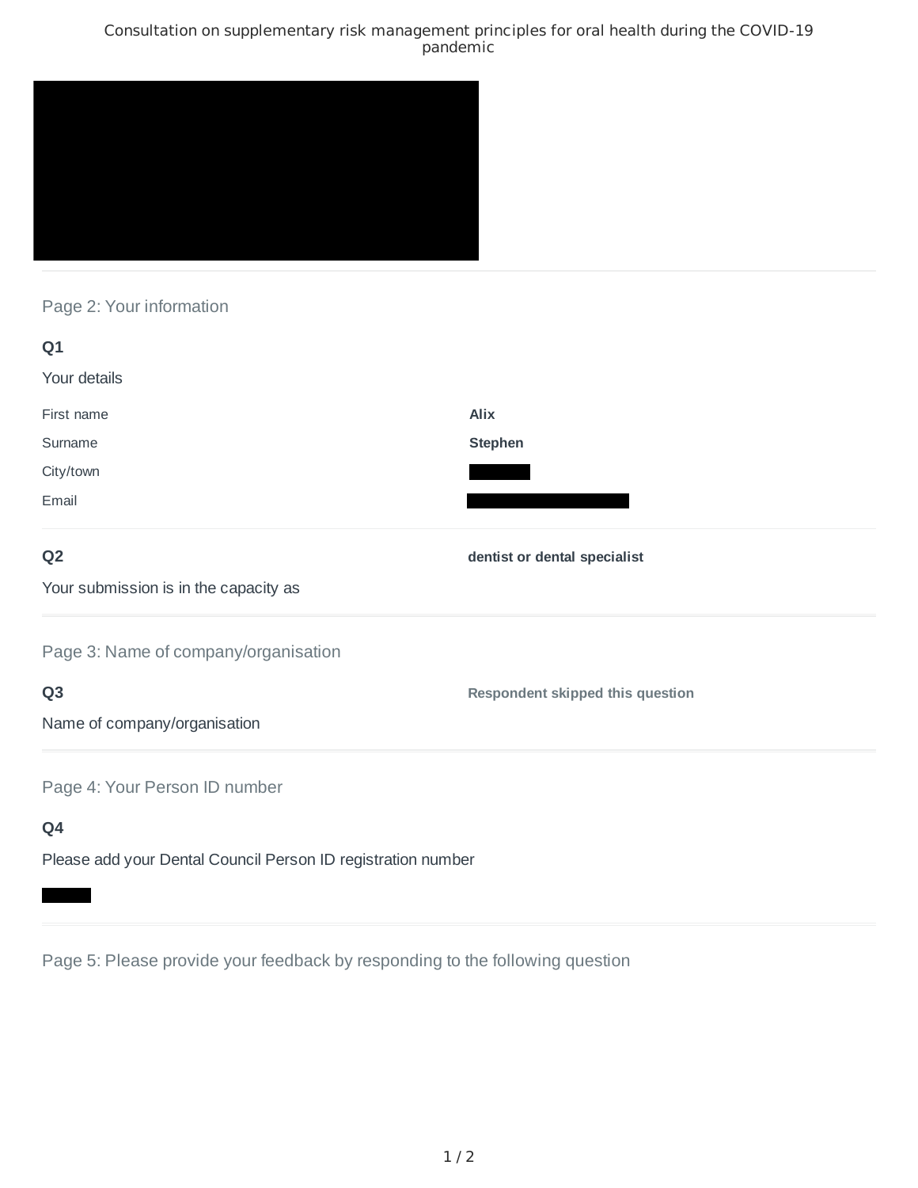Consultation on supplementary risk management principles for oral health during the COVID-19 pandemic

## Page 2: Your information

### Q1

Your details

| | |
|---|---|
| First name | **Alix** |
| Surname | **Stephen** |
| City/town | |
| Email | |

### Q2

Your submission is in the capacity as

**dentist or dental specialist**

## Page 3: Name of company/organisation

### Q3

Name of company/organisation

**Respondent skipped this question**

## Page 4: Your Person ID number

### Q4

Please add your Dental Council Person ID registration number

## Page 5: Please provide your feedback by responding to the following question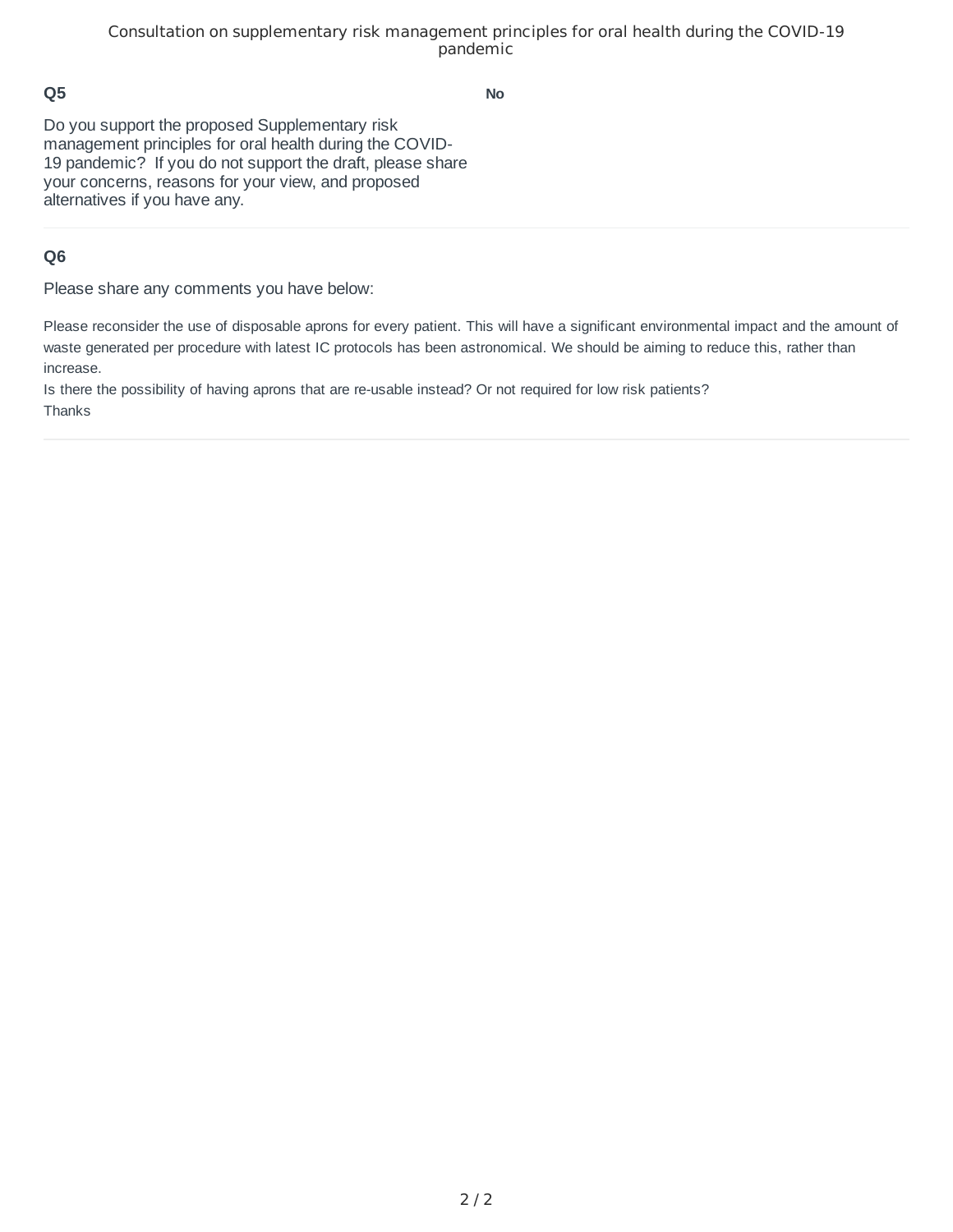## Q5

Do you support the proposed Supplementary risk management principles for oral health during the COVID-19 pandemic?  If you do not support the draft, please share your concerns, reasons for your view, and proposed alternatives if you have any.

**No**

## Q6

Please share any comments you have below:

Please reconsider the use of disposable aprons for every patient. This will have a significant environmental impact and the amount of waste generated per procedure with latest IC protocols has been astronomical. We should be aiming to reduce this, rather than increase.
Is there the possibility of having aprons that are re-usable instead? Or not required for low risk patients?
Thanks